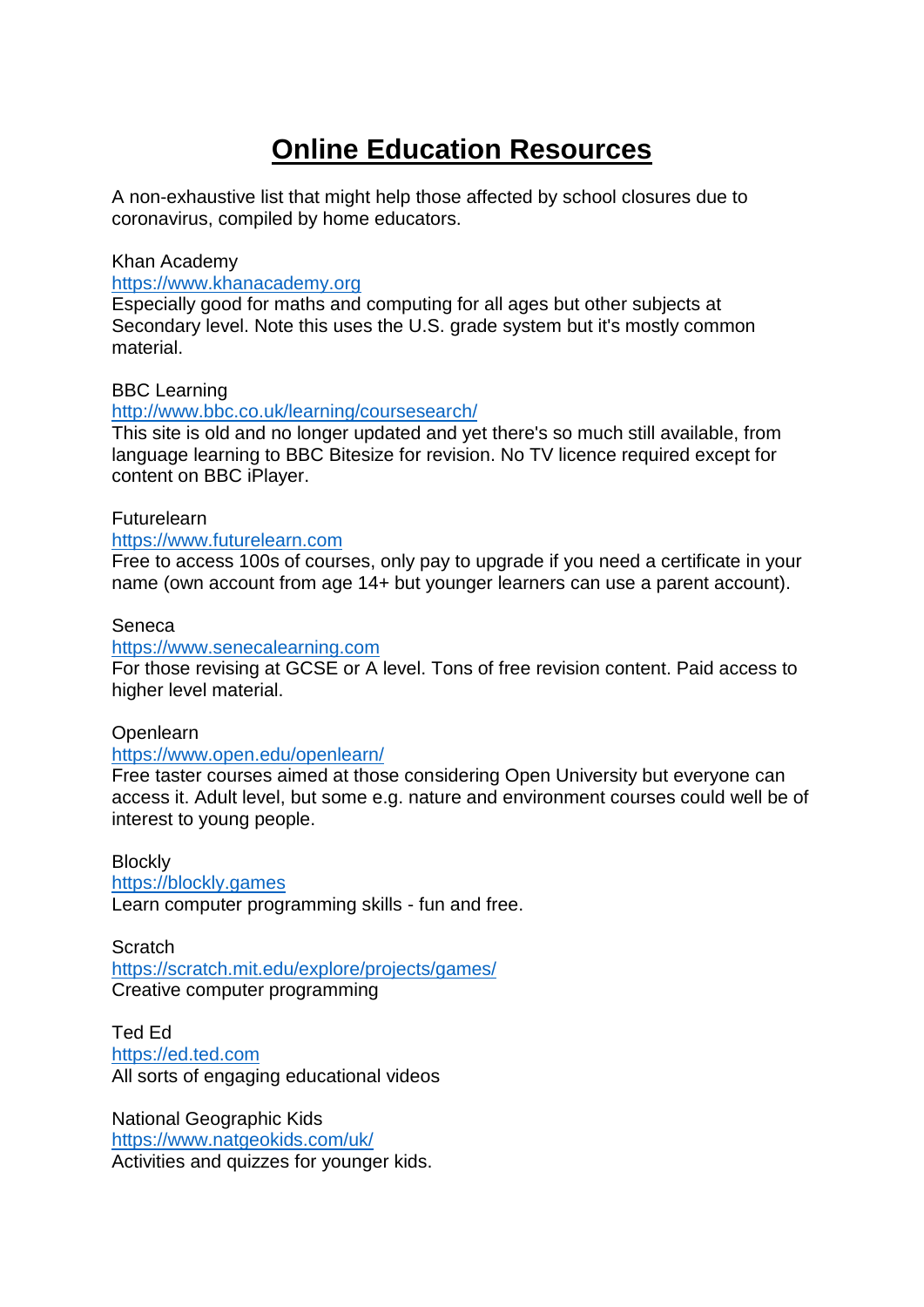# Online Education Resources

A non-exhaustive list that might help those affected by school closures due to coronavirus, compiled by home educators.

Khan Academy
https://www.khanacademy.org
Especially good for maths and computing for all ages but other subjects at Secondary level. Note this uses the U.S. grade system but it's mostly common material.

BBC Learning
http://www.bbc.co.uk/learning/coursesearch/
This site is old and no longer updated and yet there's so much still available, from language learning to BBC Bitesize for revision. No TV licence required except for content on BBC iPlayer.

Futurelearn
https://www.futurelearn.com
Free to access 100s of courses, only pay to upgrade if you need a certificate in your name (own account from age 14+ but younger learners can use a parent account).

Seneca
https://www.senecalearning.com
For those revising at GCSE or A level. Tons of free revision content. Paid access to higher level material.

Openlearn
https://www.open.edu/openlearn/
Free taster courses aimed at those considering Open University but everyone can access it. Adult level, but some e.g. nature and environment courses could well be of interest to young people.

Blockly
https://blockly.games
Learn computer programming skills - fun and free.

Scratch
https://scratch.mit.edu/explore/projects/games/
Creative computer programming

Ted Ed
https://ed.ted.com
All sorts of engaging educational videos

National Geographic Kids
https://www.natgeokids.com/uk/
Activities and quizzes for younger kids.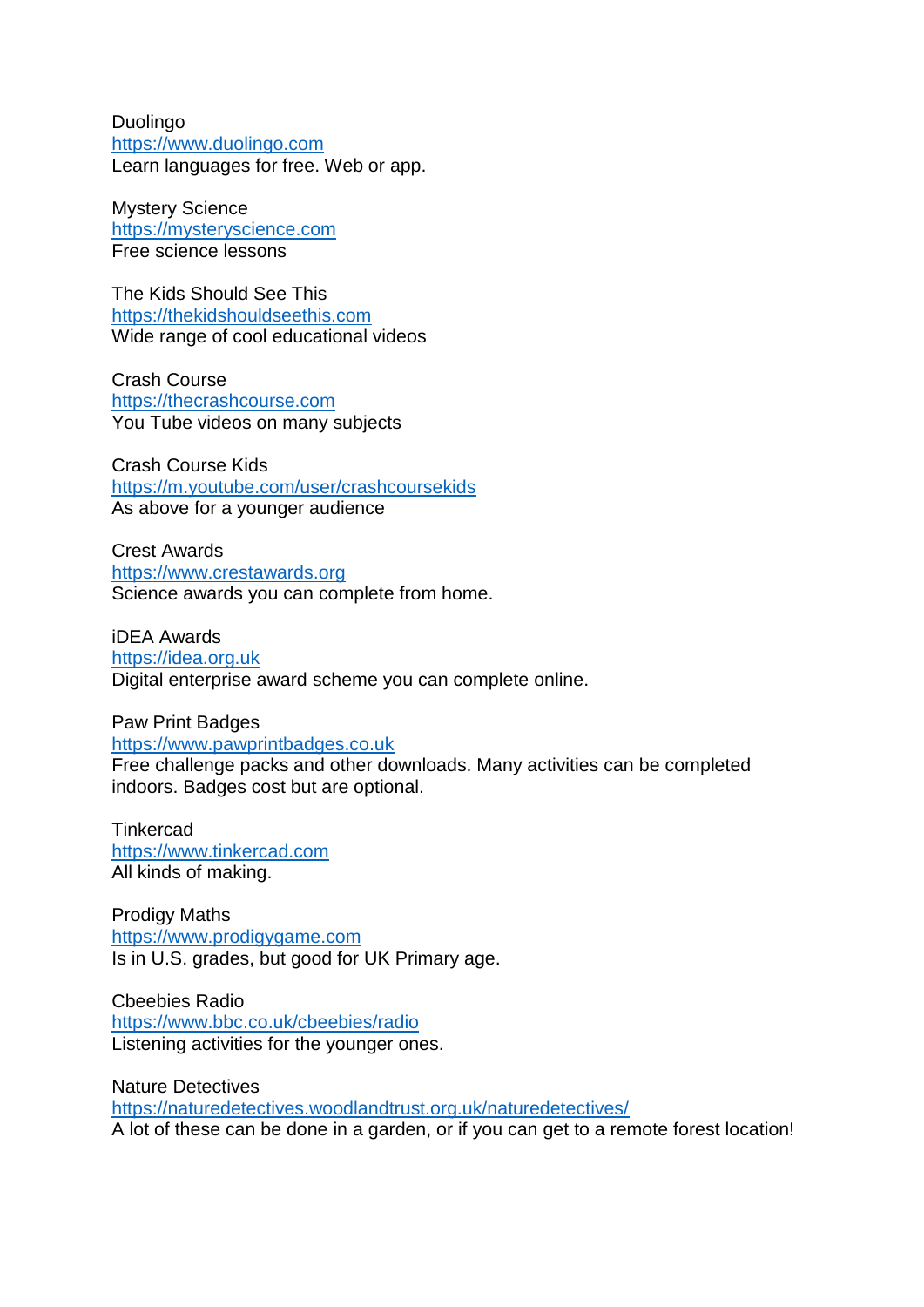Duolingo
[https://www.duolingo.com](https://www.duolingo.com)
Learn languages for free. Web or app.

Mystery Science
[https://mysteryscience.com](https://mysteryscience.com)
Free science lessons

The Kids Should See This
[https://thekidshouldseethis.com](https://thekidshouldseethis.com)
Wide range of cool educational videos

Crash Course
[https://thecrashcourse.com](https://thecrashcourse.com)
You Tube videos on many subjects

Crash Course Kids
[https://m.youtube.com/user/crashcoursekids](https://m.youtube.com/user/crashcoursekids)
As above for a younger audience

Crest Awards
[https://www.crestawards.org](https://www.crestawards.org)
Science awards you can complete from home.

iDEA Awards
[https://idea.org.uk](https://idea.org.uk)
Digital enterprise award scheme you can complete online.

Paw Print Badges
[https://www.pawprintbadges.co.uk](https://www.pawprintbadges.co.uk)
Free challenge packs and other downloads. Many activities can be completed indoors. Badges cost but are optional.

Tinkercad
[https://www.tinkercad.com](https://www.tinkercad.com)
All kinds of making.

Prodigy Maths
[https://www.prodigygame.com](https://www.prodigygame.com)
Is in U.S. grades, but good for UK Primary age.

Cbeebies Radio
[https://www.bbc.co.uk/cbeebies/radio](https://www.bbc.co.uk/cbeebies/radio)
Listening activities for the younger ones.

Nature Detectives
[https://naturedetectives.woodlandtrust.org.uk/naturedetectives/](https://naturedetectives.woodlandtrust.org.uk/naturedetectives/)
A lot of these can be done in a garden, or if you can get to a remote forest location!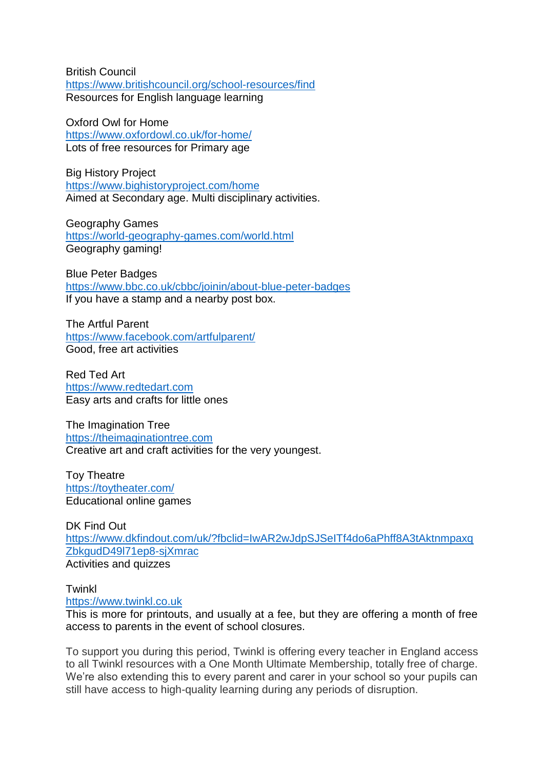British Council
https://www.britishcouncil.org/school-resources/find
Resources for English language learning

Oxford Owl for Home
https://www.oxfordowl.co.uk/for-home/
Lots of free resources for Primary age

Big History Project
https://www.bighistoryproject.com/home
Aimed at Secondary age. Multi disciplinary activities.

Geography Games
https://world-geography-games.com/world.html
Geography gaming!

Blue Peter Badges
https://www.bbc.co.uk/cbbc/joinin/about-blue-peter-badges
If you have a stamp and a nearby post box.

The Artful Parent
https://www.facebook.com/artfulparent/
Good, free art activities

Red Ted Art
https://www.redtedart.com
Easy arts and crafts for little ones

The Imagination Tree
https://theimaginationtree.com
Creative art and craft activities for the very youngest.

Toy Theatre
https://toytheater.com/
Educational online games

DK Find Out
https://www.dkfindout.com/uk/?fbclid=IwAR2wJdpSJSeITf4do6aPhff8A3tAktnmpaxqZbkgudD49l71ep8-sjXmrac
Activities and quizzes

Twinkl
https://www.twinkl.co.uk
This is more for printouts, and usually at a fee, but they are offering a month of free access to parents in the event of school closures.

To support you during this period, Twinkl is offering every teacher in England access to all Twinkl resources with a One Month Ultimate Membership, totally free of charge. We're also extending this to every parent and carer in your school so your pupils can still have access to high-quality learning during any periods of disruption.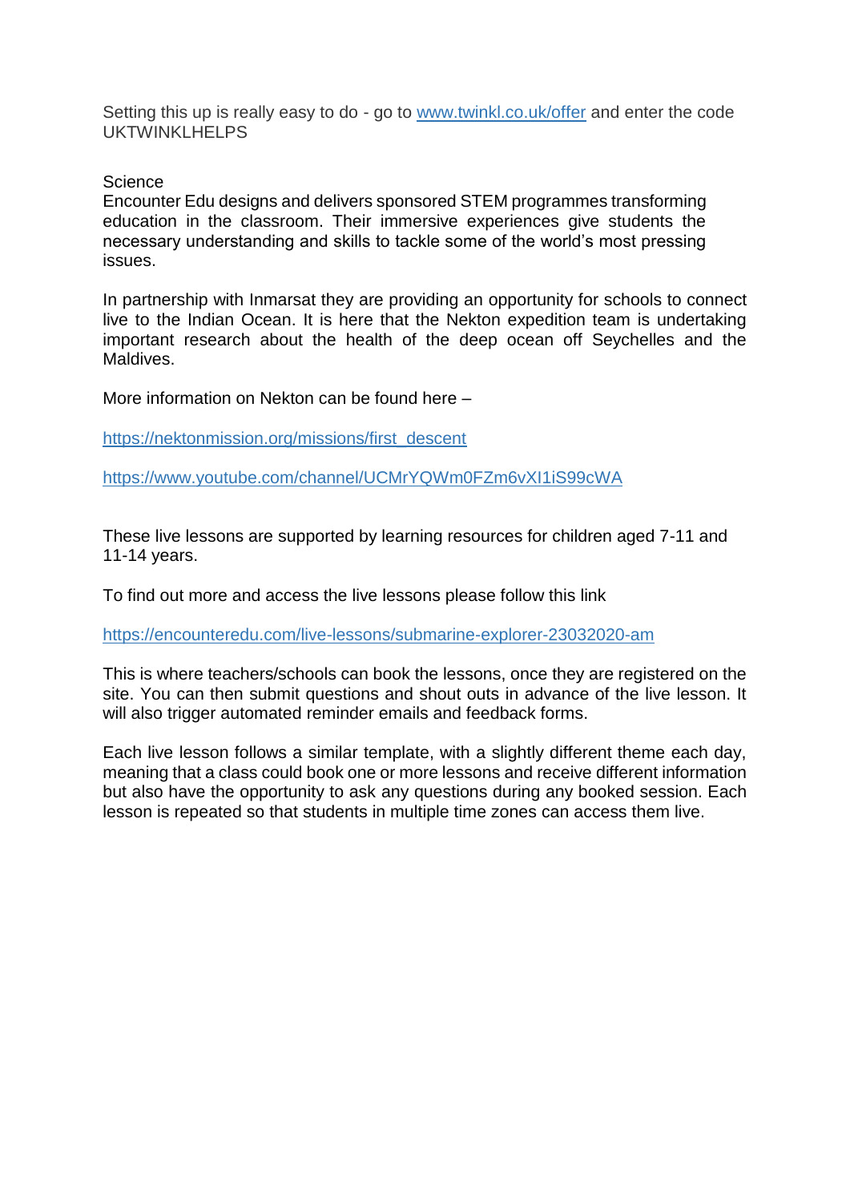Setting this up is really easy to do - go to [www.twinkl.co.uk/offer](www.twinkl.co.uk/offer) and enter the code UKTWINKLHELPS

Science

Encounter Edu designs and delivers sponsored STEM programmes transforming education in the classroom. Their immersive experiences give students the necessary understanding and skills to tackle some of the world's most pressing issues.

In partnership with Inmarsat they are providing an opportunity for schools to connect live to the Indian Ocean. It is here that the Nekton expedition team is undertaking important research about the health of the deep ocean off Seychelles and the Maldives.

More information on Nekton can be found here –

[https://nektonmission.org/missions/first_descent](https://nektonmission.org/missions/first_descent)

[https://www.youtube.com/channel/UCMrYQWm0FZm6vXI1iS99cWA](https://www.youtube.com/channel/UCMrYQWm0FZm6vXI1iS99cWA)

These live lessons are supported by learning resources for children aged 7-11 and 11-14 years.

To find out more and access the live lessons please follow this link

[https://encounteredu.com/live-lessons/submarine-explorer-23032020-am](https://encounteredu.com/live-lessons/submarine-explorer-23032020-am)

This is where teachers/schools can book the lessons, once they are registered on the site. You can then submit questions and shout outs in advance of the live lesson. It will also trigger automated reminder emails and feedback forms.

Each live lesson follows a similar template, with a slightly different theme each day, meaning that a class could book one or more lessons and receive different information but also have the opportunity to ask any questions during any booked session. Each lesson is repeated so that students in multiple time zones can access them live.